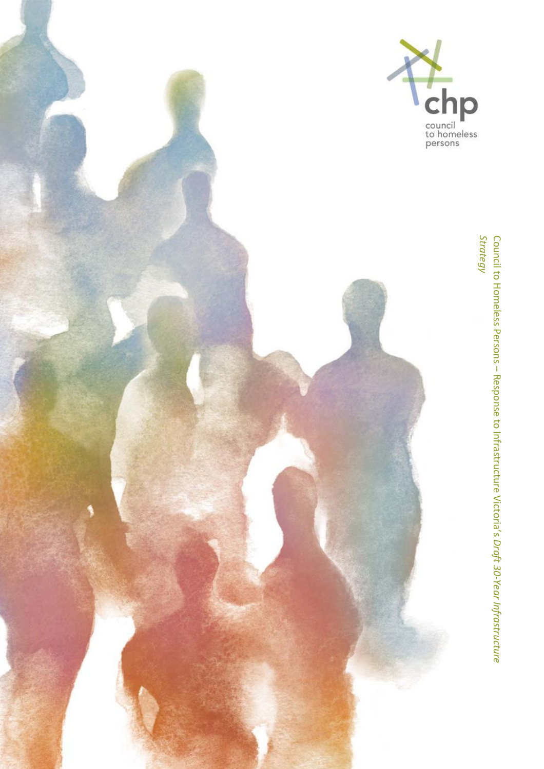chp

council to homeless persons

# Council to Homeless Persons – Response to Infrastructure Victoria's *Draft 30-Year Infrastructure Strategy*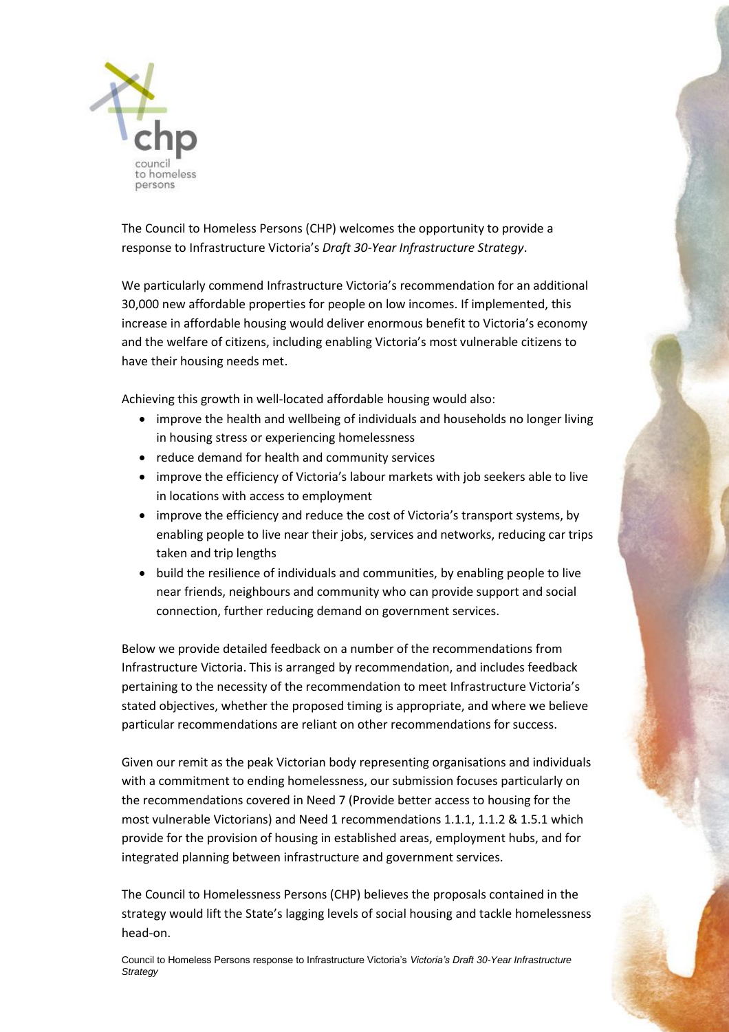The Council to Homeless Persons (CHP) welcomes the opportunity to provide a response to Infrastructure Victoria's *Draft 30-Year Infrastructure Strategy*.

We particularly commend Infrastructure Victoria's recommendation for an additional 30,000 new affordable properties for people on low incomes. If implemented, this increase in affordable housing would deliver enormous benefit to Victoria's economy and the welfare of citizens, including enabling Victoria's most vulnerable citizens to have their housing needs met.

Achieving this growth in well-located affordable housing would also:

- improve the health and wellbeing of individuals and households no longer living in housing stress or experiencing homelessness
- reduce demand for health and community services
- improve the efficiency of Victoria's labour markets with job seekers able to live in locations with access to employment
- improve the efficiency and reduce the cost of Victoria's transport systems, by enabling people to live near their jobs, services and networks, reducing car trips taken and trip lengths
- build the resilience of individuals and communities, by enabling people to live near friends, neighbours and community who can provide support and social connection, further reducing demand on government services.

Below we provide detailed feedback on a number of the recommendations from Infrastructure Victoria. This is arranged by recommendation, and includes feedback pertaining to the necessity of the recommendation to meet Infrastructure Victoria's stated objectives, whether the proposed timing is appropriate, and where we believe particular recommendations are reliant on other recommendations for success.

Given our remit as the peak Victorian body representing organisations and individuals with a commitment to ending homelessness, our submission focuses particularly on the recommendations covered in Need 7 (Provide better access to housing for the most vulnerable Victorians) and Need 1 recommendations 1.1.1, 1.1.2 & 1.5.1 which provide for the provision of housing in established areas, employment hubs, and for integrated planning between infrastructure and government services.

The Council to Homelessness Persons (CHP) believes the proposals contained in the strategy would lift the State's lagging levels of social housing and tackle homelessness head-on.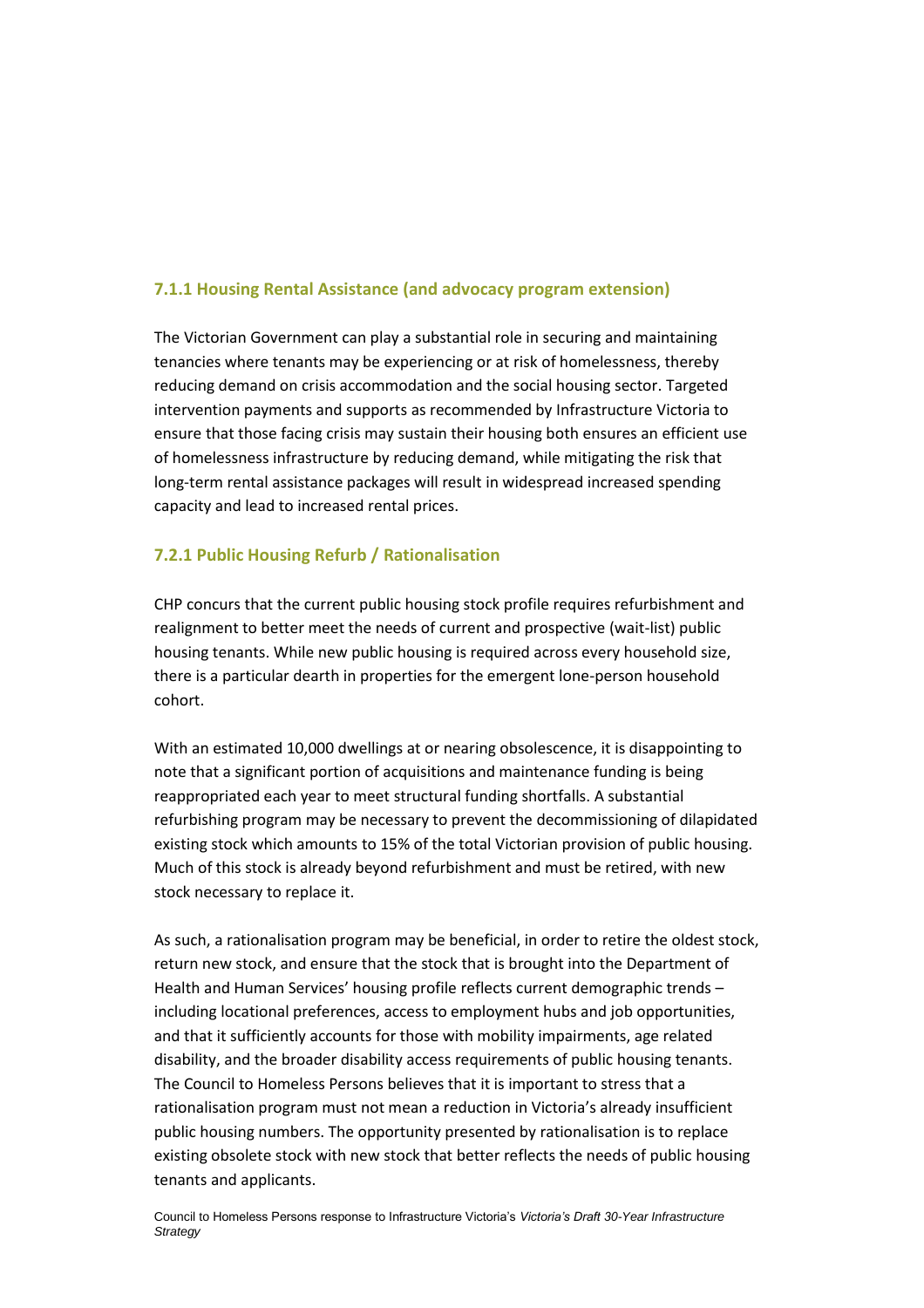### 7.1.1 Housing Rental Assistance (and advocacy program extension)

The Victorian Government can play a substantial role in securing and maintaining tenancies where tenants may be experiencing or at risk of homelessness, thereby reducing demand on crisis accommodation and the social housing sector. Targeted intervention payments and supports as recommended by Infrastructure Victoria to ensure that those facing crisis may sustain their housing both ensures an efficient use of homelessness infrastructure by reducing demand, while mitigating the risk that long-term rental assistance packages will result in widespread increased spending capacity and lead to increased rental prices.

### 7.2.1 Public Housing Refurb / Rationalisation

CHP concurs that the current public housing stock profile requires refurbishment and realignment to better meet the needs of current and prospective (wait-list) public housing tenants. While new public housing is required across every household size, there is a particular dearth in properties for the emergent lone-person household cohort.

With an estimated 10,000 dwellings at or nearing obsolescence, it is disappointing to note that a significant portion of acquisitions and maintenance funding is being reappropriated each year to meet structural funding shortfalls. A substantial refurbishing program may be necessary to prevent the decommissioning of dilapidated existing stock which amounts to 15% of the total Victorian provision of public housing. Much of this stock is already beyond refurbishment and must be retired, with new stock necessary to replace it.

As such, a rationalisation program may be beneficial, in order to retire the oldest stock, return new stock, and ensure that the stock that is brought into the Department of Health and Human Services' housing profile reflects current demographic trends – including locational preferences, access to employment hubs and job opportunities, and that it sufficiently accounts for those with mobility impairments, age related disability, and the broader disability access requirements of public housing tenants. The Council to Homeless Persons believes that it is important to stress that a rationalisation program must not mean a reduction in Victoria's already insufficient public housing numbers. The opportunity presented by rationalisation is to replace existing obsolete stock with new stock that better reflects the needs of public housing tenants and applicants.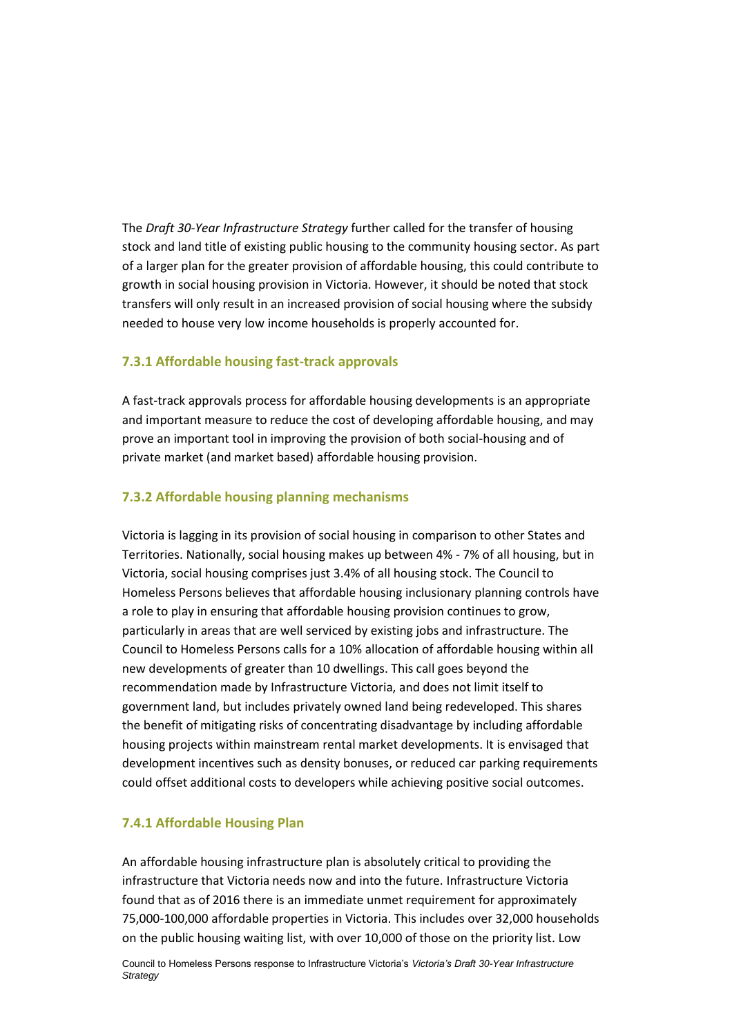The *Draft 30-Year Infrastructure Strategy* further called for the transfer of housing stock and land title of existing public housing to the community housing sector. As part of a larger plan for the greater provision of affordable housing, this could contribute to growth in social housing provision in Victoria. However, it should be noted that stock transfers will only result in an increased provision of social housing where the subsidy needed to house very low income households is properly accounted for.

### 7.3.1 Affordable housing fast-track approvals

A fast-track approvals process for affordable housing developments is an appropriate and important measure to reduce the cost of developing affordable housing, and may prove an important tool in improving the provision of both social-housing and of private market (and market based) affordable housing provision.

### 7.3.2 Affordable housing planning mechanisms

Victoria is lagging in its provision of social housing in comparison to other States and Territories. Nationally, social housing makes up between 4% - 7% of all housing, but in Victoria, social housing comprises just 3.4% of all housing stock. The Council to Homeless Persons believes that affordable housing inclusionary planning controls have a role to play in ensuring that affordable housing provision continues to grow, particularly in areas that are well serviced by existing jobs and infrastructure. The Council to Homeless Persons calls for a 10% allocation of affordable housing within all new developments of greater than 10 dwellings. This call goes beyond the recommendation made by Infrastructure Victoria, and does not limit itself to government land, but includes privately owned land being redeveloped. This shares the benefit of mitigating risks of concentrating disadvantage by including affordable housing projects within mainstream rental market developments. It is envisaged that development incentives such as density bonuses, or reduced car parking requirements could offset additional costs to developers while achieving positive social outcomes.

### 7.4.1 Affordable Housing Plan

An affordable housing infrastructure plan is absolutely critical to providing the infrastructure that Victoria needs now and into the future. Infrastructure Victoria found that as of 2016 there is an immediate unmet requirement for approximately 75,000-100,000 affordable properties in Victoria. This includes over 32,000 households on the public housing waiting list, with over 10,000 of those on the priority list. Low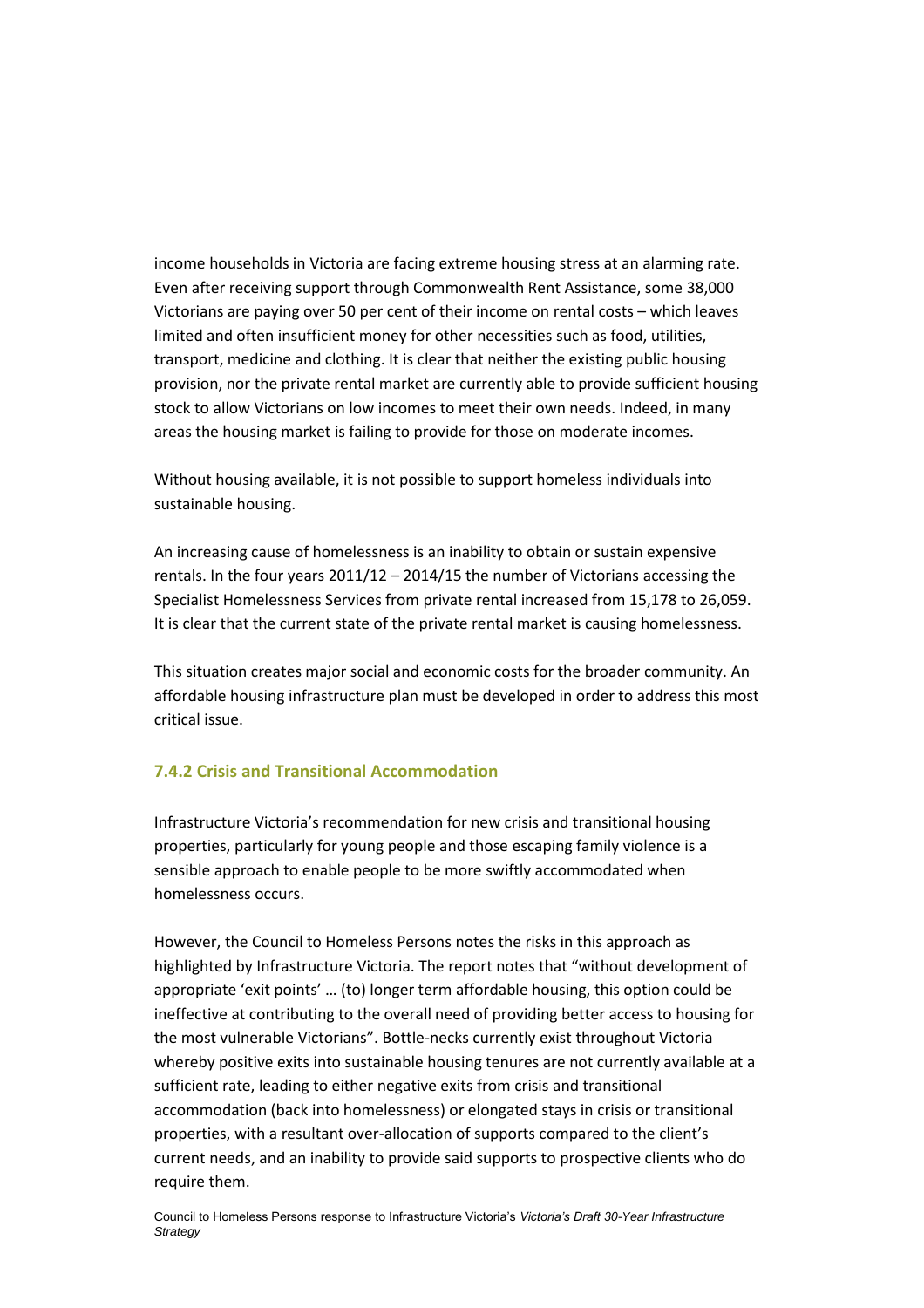income households in Victoria are facing extreme housing stress at an alarming rate. Even after receiving support through Commonwealth Rent Assistance, some 38,000 Victorians are paying over 50 per cent of their income on rental costs – which leaves limited and often insufficient money for other necessities such as food, utilities, transport, medicine and clothing. It is clear that neither the existing public housing provision, nor the private rental market are currently able to provide sufficient housing stock to allow Victorians on low incomes to meet their own needs. Indeed, in many areas the housing market is failing to provide for those on moderate incomes.

Without housing available, it is not possible to support homeless individuals into sustainable housing.

An increasing cause of homelessness is an inability to obtain or sustain expensive rentals. In the four years 2011/12 – 2014/15 the number of Victorians accessing the Specialist Homelessness Services from private rental increased from 15,178 to 26,059. It is clear that the current state of the private rental market is causing homelessness.

This situation creates major social and economic costs for the broader community. An affordable housing infrastructure plan must be developed in order to address this most critical issue.

### 7.4.2 Crisis and Transitional Accommodation

Infrastructure Victoria's recommendation for new crisis and transitional housing properties, particularly for young people and those escaping family violence is a sensible approach to enable people to be more swiftly accommodated when homelessness occurs.

However, the Council to Homeless Persons notes the risks in this approach as highlighted by Infrastructure Victoria. The report notes that "without development of appropriate 'exit points' … (to) longer term affordable housing, this option could be ineffective at contributing to the overall need of providing better access to housing for the most vulnerable Victorians". Bottle-necks currently exist throughout Victoria whereby positive exits into sustainable housing tenures are not currently available at a sufficient rate, leading to either negative exits from crisis and transitional accommodation (back into homelessness) or elongated stays in crisis or transitional properties, with a resultant over-allocation of supports compared to the client's current needs, and an inability to provide said supports to prospective clients who do require them.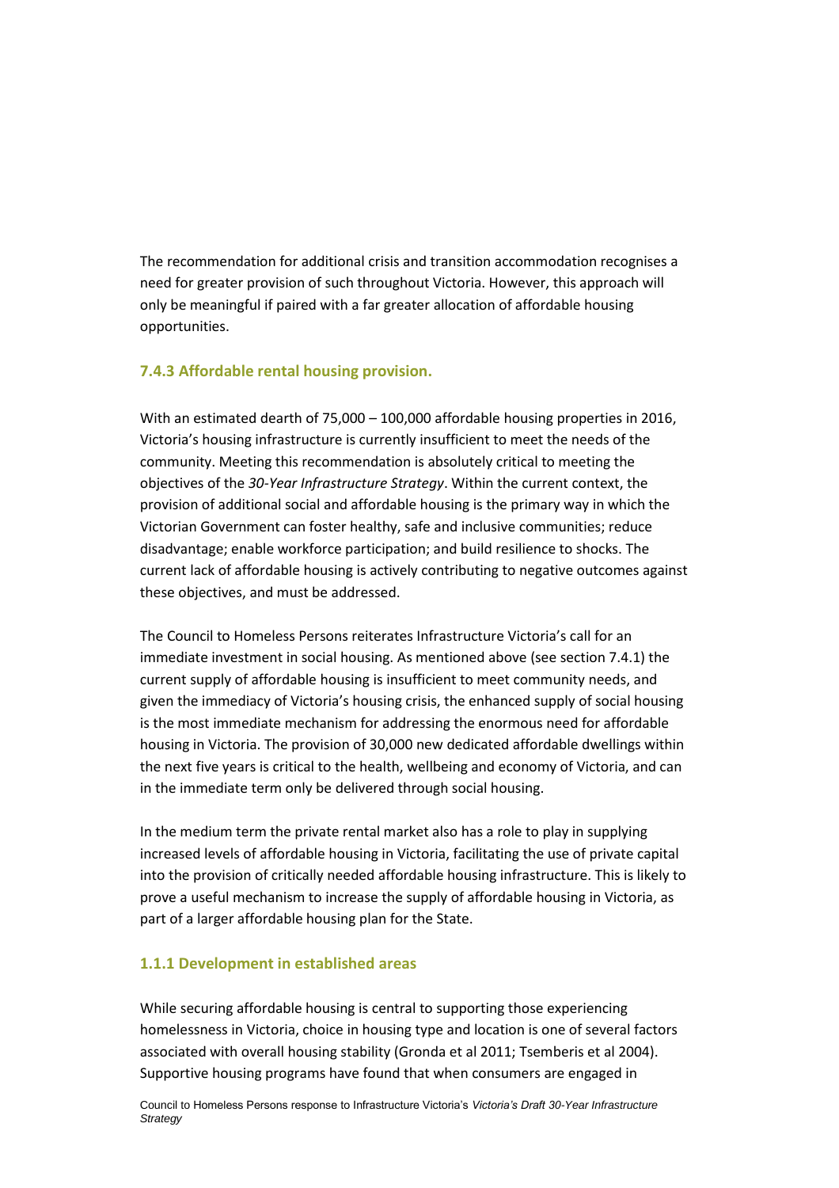The recommendation for additional crisis and transition accommodation recognises a need for greater provision of such throughout Victoria. However, this approach will only be meaningful if paired with a far greater allocation of affordable housing opportunities.

### 7.4.3 Affordable rental housing provision.

With an estimated dearth of 75,000 – 100,000 affordable housing properties in 2016, Victoria's housing infrastructure is currently insufficient to meet the needs of the community. Meeting this recommendation is absolutely critical to meeting the objectives of the *30-Year Infrastructure Strategy*. Within the current context, the provision of additional social and affordable housing is the primary way in which the Victorian Government can foster healthy, safe and inclusive communities; reduce disadvantage; enable workforce participation; and build resilience to shocks. The current lack of affordable housing is actively contributing to negative outcomes against these objectives, and must be addressed.

The Council to Homeless Persons reiterates Infrastructure Victoria's call for an immediate investment in social housing. As mentioned above (see section 7.4.1) the current supply of affordable housing is insufficient to meet community needs, and given the immediacy of Victoria's housing crisis, the enhanced supply of social housing is the most immediate mechanism for addressing the enormous need for affordable housing in Victoria. The provision of 30,000 new dedicated affordable dwellings within the next five years is critical to the health, wellbeing and economy of Victoria, and can in the immediate term only be delivered through social housing.

In the medium term the private rental market also has a role to play in supplying increased levels of affordable housing in Victoria, facilitating the use of private capital into the provision of critically needed affordable housing infrastructure. This is likely to prove a useful mechanism to increase the supply of affordable housing in Victoria, as part of a larger affordable housing plan for the State.

### 1.1.1 Development in established areas

While securing affordable housing is central to supporting those experiencing homelessness in Victoria, choice in housing type and location is one of several factors associated with overall housing stability (Gronda et al 2011; Tsemberis et al 2004). Supportive housing programs have found that when consumers are engaged in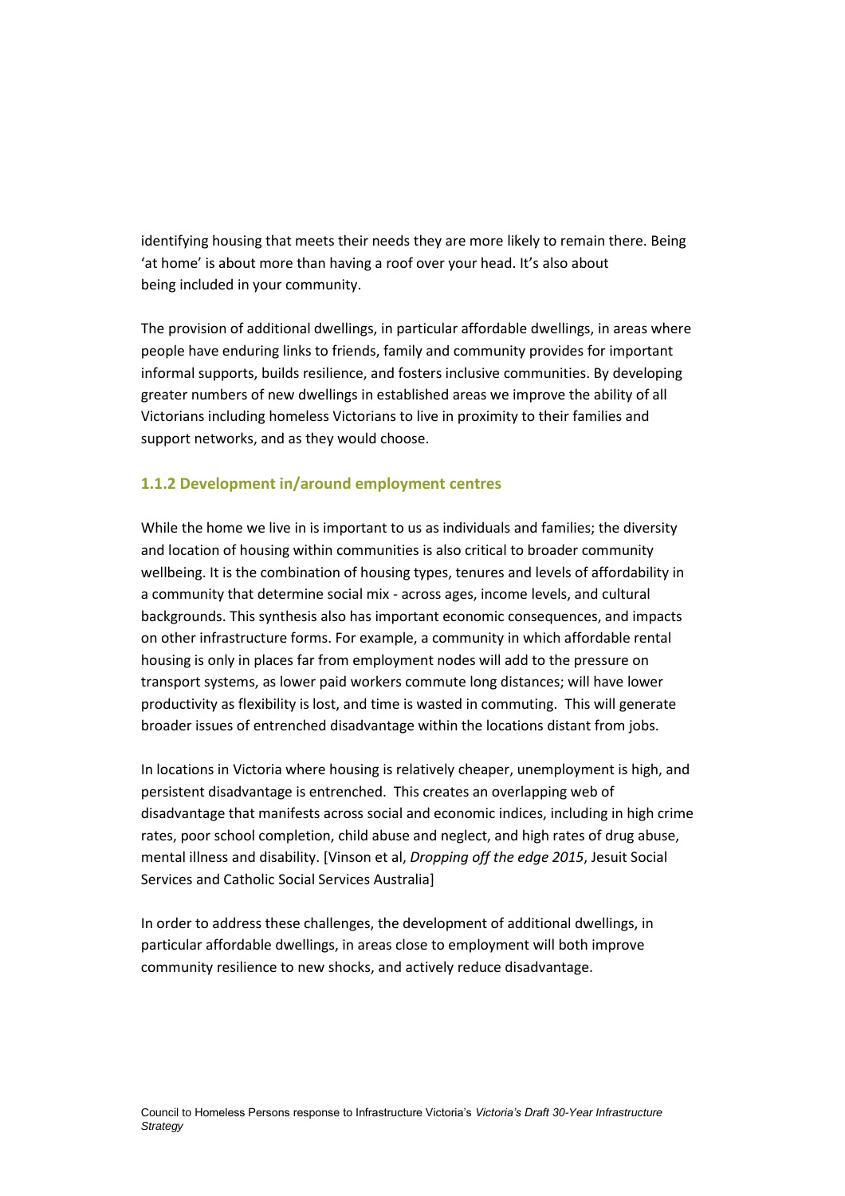identifying housing that meets their needs they are more likely to remain there. Being 'at home' is about more than having a roof over your head. It's also about being included in your community.

The provision of additional dwellings, in particular affordable dwellings, in areas where people have enduring links to friends, family and community provides for important informal supports, builds resilience, and fosters inclusive communities. By developing greater numbers of new dwellings in established areas we improve the ability of all Victorians including homeless Victorians to live in proximity to their families and support networks, and as they would choose.

### 1.1.2 Development in/around employment centres

While the home we live in is important to us as individuals and families; the diversity and location of housing within communities is also critical to broader community wellbeing. It is the combination of housing types, tenures and levels of affordability in a community that determine social mix - across ages, income levels, and cultural backgrounds. This synthesis also has important economic consequences, and impacts on other infrastructure forms. For example, a community in which affordable rental housing is only in places far from employment nodes will add to the pressure on transport systems, as lower paid workers commute long distances; will have lower productivity as flexibility is lost, and time is wasted in commuting. This will generate broader issues of entrenched disadvantage within the locations distant from jobs.

In locations in Victoria where housing is relatively cheaper, unemployment is high, and persistent disadvantage is entrenched. This creates an overlapping web of disadvantage that manifests across social and economic indices, including in high crime rates, poor school completion, child abuse and neglect, and high rates of drug abuse, mental illness and disability. [Vinson et al, *Dropping off the edge 2015*, Jesuit Social Services and Catholic Social Services Australia]

In order to address these challenges, the development of additional dwellings, in particular affordable dwellings, in areas close to employment will both improve community resilience to new shocks, and actively reduce disadvantage.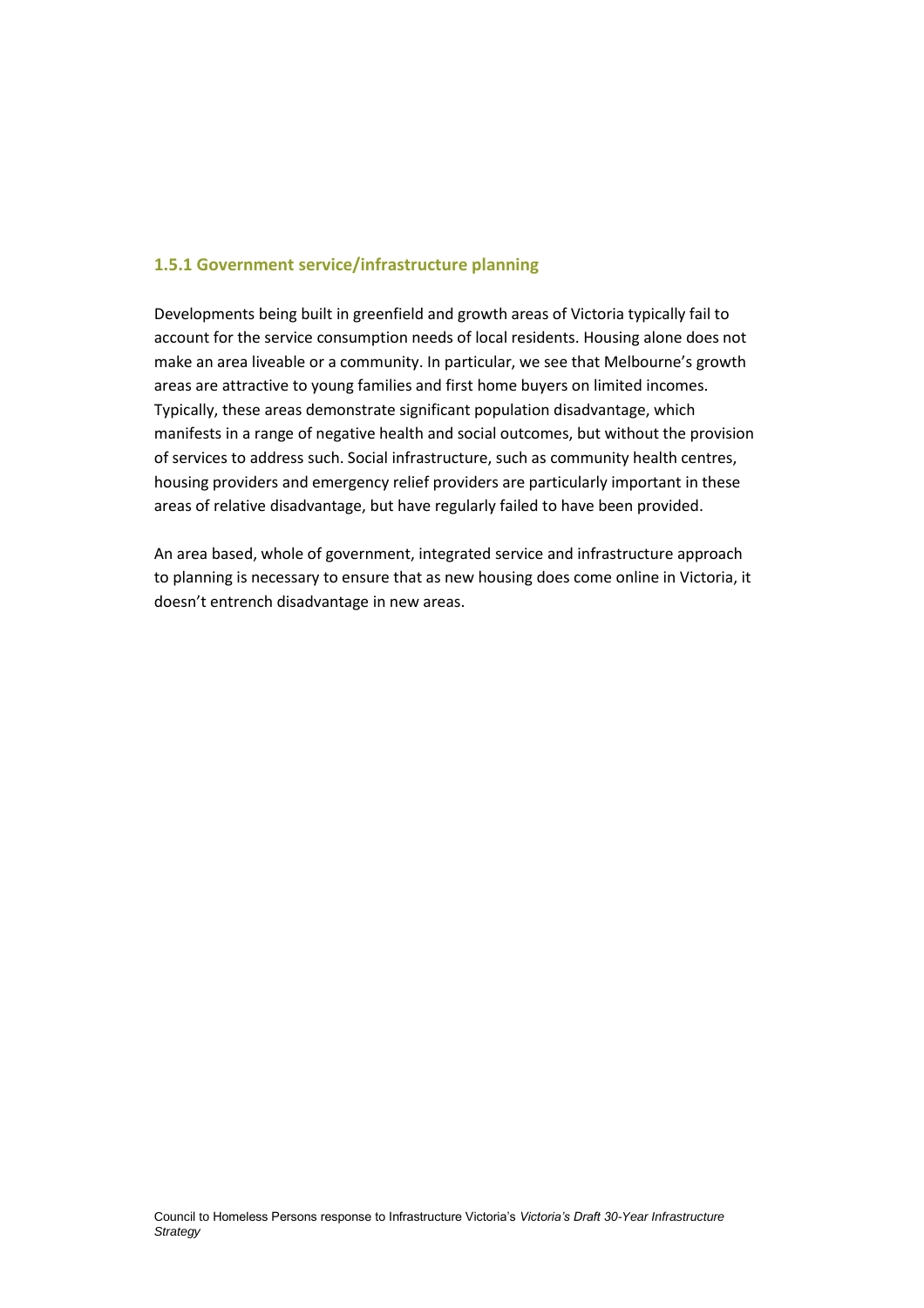### 1.5.1 Government service/infrastructure planning

Developments being built in greenfield and growth areas of Victoria typically fail to account for the service consumption needs of local residents. Housing alone does not make an area liveable or a community. In particular, we see that Melbourne's growth areas are attractive to young families and first home buyers on limited incomes. Typically, these areas demonstrate significant population disadvantage, which manifests in a range of negative health and social outcomes, but without the provision of services to address such. Social infrastructure, such as community health centres, housing providers and emergency relief providers are particularly important in these areas of relative disadvantage, but have regularly failed to have been provided.

An area based, whole of government, integrated service and infrastructure approach to planning is necessary to ensure that as new housing does come online in Victoria, it doesn't entrench disadvantage in new areas.